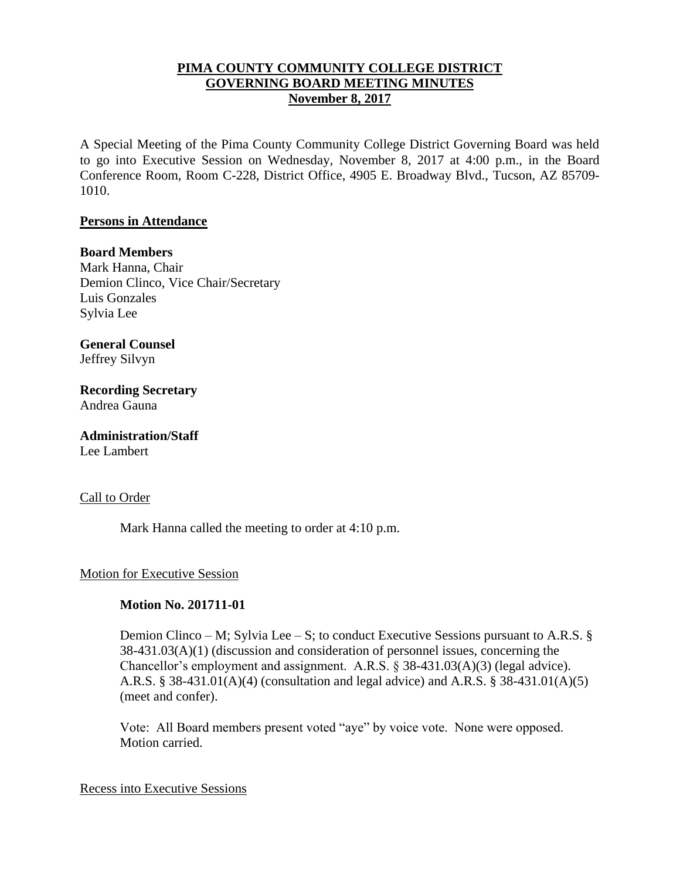# PIMA COUNTY COMMUNITY COLLEGE DISTRICT
# GOVERNING BOARD MEETING MINUTES
# November 8, 2017

A Special Meeting of the Pima County Community College District Governing Board was held to go into Executive Session on Wednesday, November 8, 2017 at 4:00 p.m., in the Board Conference Room, Room C-228, District Office, 4905 E. Broadway Blvd., Tucson, AZ 85709-1010.

## Persons in Attendance

**Board Members**
Mark Hanna, Chair
Demion Clinco, Vice Chair/Secretary
Luis Gonzales
Sylvia Lee

**General Counsel**
Jeffrey Silvyn

**Recording Secretary**
Andrea Gauna

**Administration/Staff**
Lee Lambert

### Call to Order

Mark Hanna called the meeting to order at 4:10 p.m.

### Motion for Executive Session

**Motion No. 201711-01**

Demion Clinco – M; Sylvia Lee – S; to conduct Executive Sessions pursuant to A.R.S. § 38-431.03(A)(1) (discussion and consideration of personnel issues, concerning the Chancellor's employment and assignment. A.R.S. § 38-431.03(A)(3) (legal advice). A.R.S. § 38-431.01(A)(4) (consultation and legal advice) and A.R.S. § 38-431.01(A)(5) (meet and confer).

Vote: All Board members present voted "aye" by voice vote. None were opposed. Motion carried.

### Recess into Executive Sessions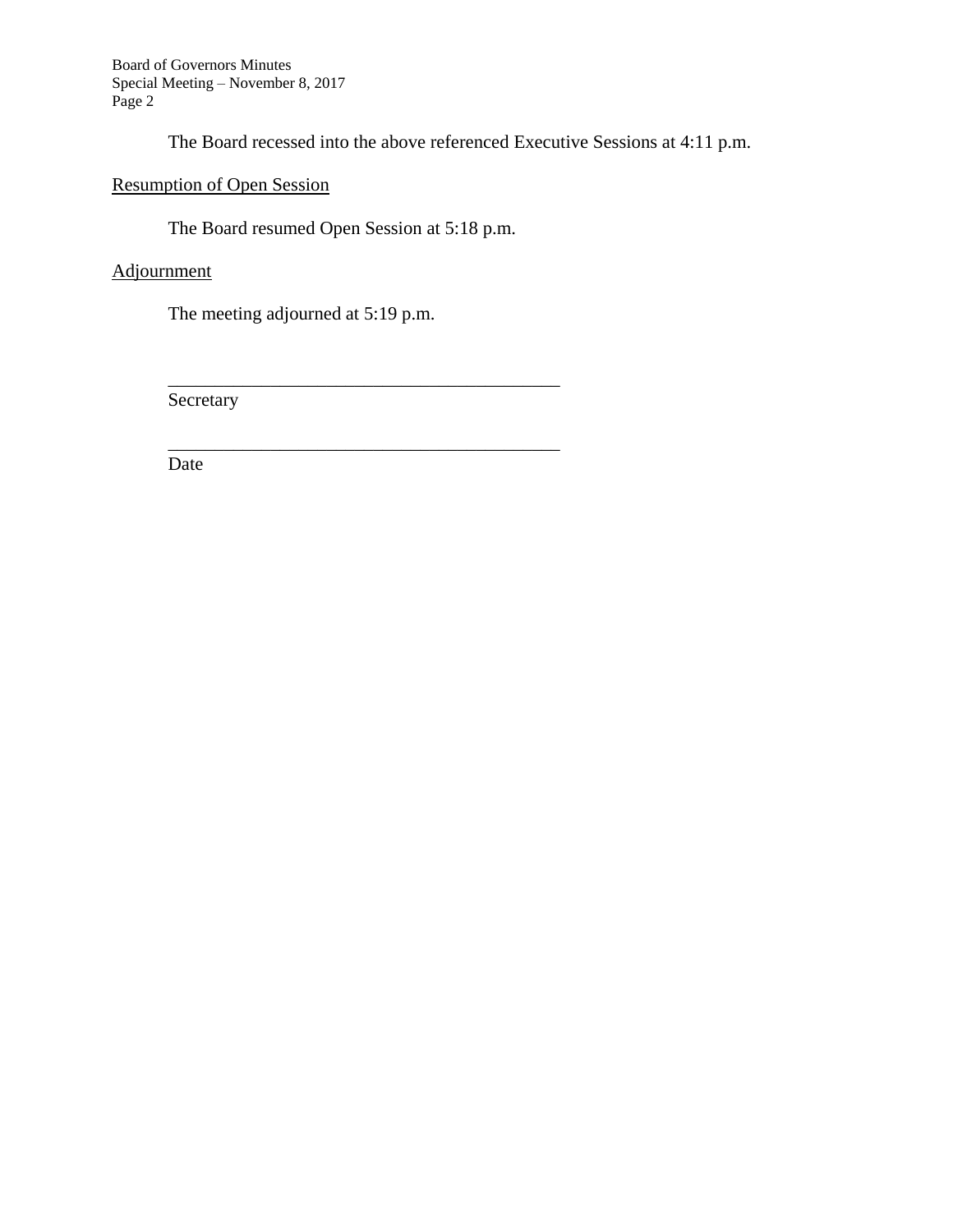The Board recessed into the above referenced Executive Sessions at 4:11 p.m.

Resumption of Open Session

The Board resumed Open Session at 5:18 p.m.

Adjournment

The meeting adjourned at 5:19 p.m.

\_\_\_\_\_\_\_\_\_\_\_\_\_\_\_\_\_\_\_\_\_\_\_\_\_\_\_\_\_\_\_\_\_\_\_\_\_\_\_\_\_\_
Secretary

\_\_\_\_\_\_\_\_\_\_\_\_\_\_\_\_\_\_\_\_\_\_\_\_\_\_\_\_\_\_\_\_\_\_\_\_\_\_\_\_\_\_
Date